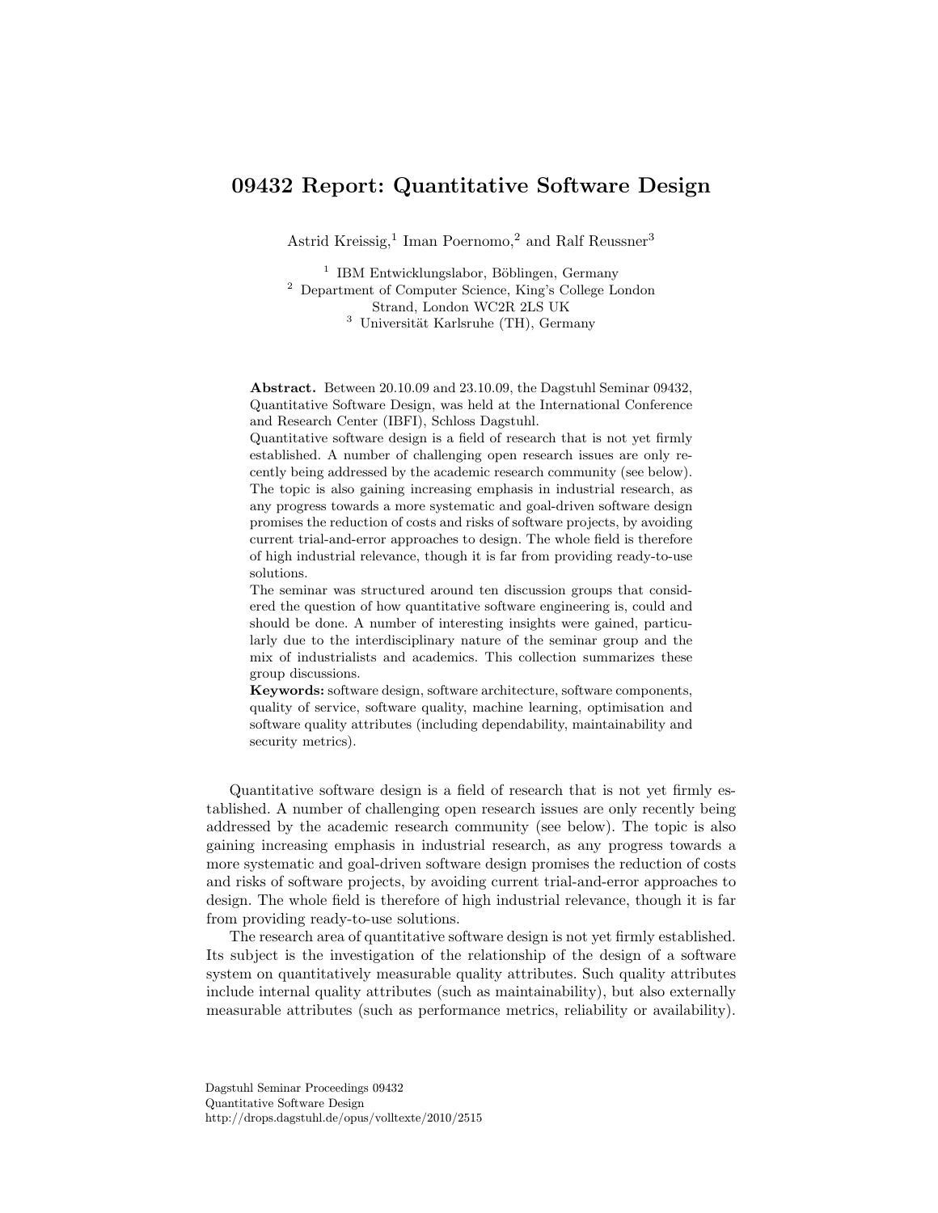# 09432 Report: Quantitative Software Design

Astrid Kreissig,[1] Iman Poernomo,[2] and Ralf Reussner[3]

[1] IBM Entwicklungslabor, Böblingen, Germany
[2] Department of Computer Science, King's College London Strand, London WC2R 2LS UK
[3] Universität Karlsruhe (TH), Germany

**Abstract.** Between 20.10.09 and 23.10.09, the Dagstuhl Seminar 09432, Quantitative Software Design, was held at the International Conference and Research Center (IBFI), Schloss Dagstuhl.
Quantitative software design is a field of research that is not yet firmly established. A number of challenging open research issues are only recently being addressed by the academic research community (see below). The topic is also gaining increasing emphasis in industrial research, as any progress towards a more systematic and goal-driven software design promises the reduction of costs and risks of software projects, by avoiding current trial-and-error approaches to design. The whole field is therefore of high industrial relevance, though it is far from providing ready-to-use solutions.
The seminar was structured around ten discussion groups that considered the question of how quantitative software engineering is, could and should be done. A number of interesting insights were gained, particularly due to the interdisciplinary nature of the seminar group and the mix of industrialists and academics. This collection summarizes these group discussions.
**Keywords:** software design, software architecture, software components, quality of service, software quality, machine learning, optimisation and software quality attributes (including dependability, maintainability and security metrics).

Quantitative software design is a field of research that is not yet firmly established. A number of challenging open research issues are only recently being addressed by the academic research community (see below). The topic is also gaining increasing emphasis in industrial research, as any progress towards a more systematic and goal-driven software design promises the reduction of costs and risks of software projects, by avoiding current trial-and-error approaches to design. The whole field is therefore of high industrial relevance, though it is far from providing ready-to-use solutions.

The research area of quantitative software design is not yet firmly established. Its subject is the investigation of the relationship of the design of a software system on quantitatively measurable quality attributes. Such quality attributes include internal quality attributes (such as maintainability), but also externally measurable attributes (such as performance metrics, reliability or availability).

Dagstuhl Seminar Proceedings 09432
Quantitative Software Design
http://drops.dagstuhl.de/opus/volltexte/2010/2515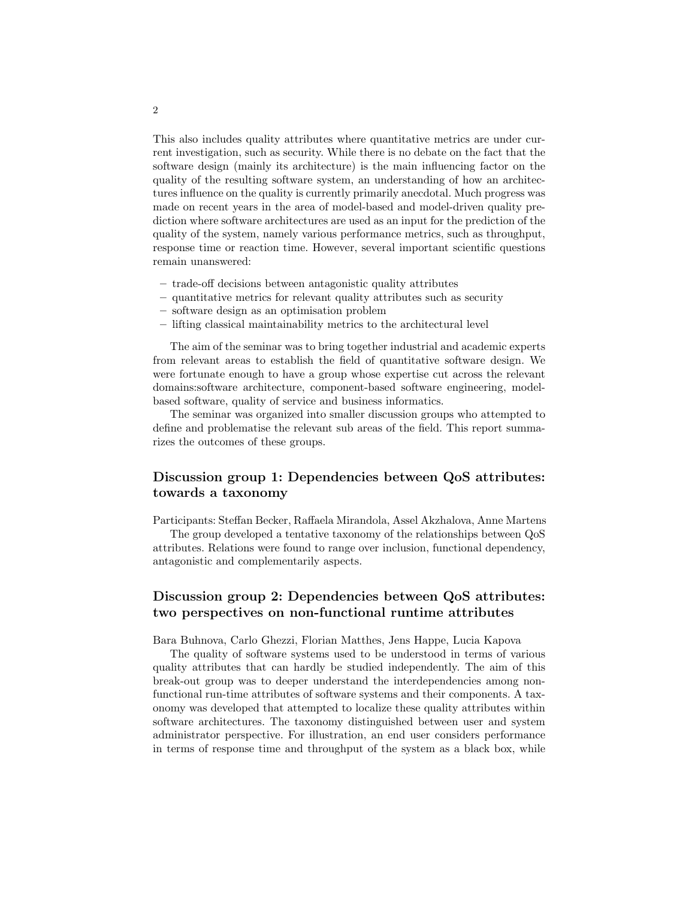This also includes quality attributes where quantitative metrics are under current investigation, such as security. While there is no debate on the fact that the software design (mainly its architecture) is the main influencing factor on the quality of the resulting software system, an understanding of how an architectures influence on the quality is currently primarily anecdotal. Much progress was made on recent years in the area of model-based and model-driven quality prediction where software architectures are used as an input for the prediction of the quality of the system, namely various performance metrics, such as throughput, response time or reaction time. However, several important scientific questions remain unanswered:

- trade-off decisions between antagonistic quality attributes
- quantitative metrics for relevant quality attributes such as security
- software design as an optimisation problem
- lifting classical maintainability metrics to the architectural level

The aim of the seminar was to bring together industrial and academic experts from relevant areas to establish the field of quantitative software design. We were fortunate enough to have a group whose expertise cut across the relevant domains:software architecture, component-based software engineering, model-based software, quality of service and business informatics.

The seminar was organized into smaller discussion groups who attempted to define and problematise the relevant sub areas of the field. This report summarizes the outcomes of these groups.

## Discussion group 1: Dependencies between QoS attributes: towards a taxonomy

Participants: Steffan Becker, Raffaela Mirandola, Assel Akzhalova, Anne Martens

The group developed a tentative taxonomy of the relationships between QoS attributes. Relations were found to range over inclusion, functional dependency, antagonistic and complementarily aspects.

## Discussion group 2: Dependencies between QoS attributes: two perspectives on non-functional runtime attributes

Bara Buhnova, Carlo Ghezzi, Florian Matthes, Jens Happe, Lucia Kapova

The quality of software systems used to be understood in terms of various quality attributes that can hardly be studied independently. The aim of this break-out group was to deeper understand the interdependencies among non-functional run-time attributes of software systems and their components. A taxonomy was developed that attempted to localize these quality attributes within software architectures. The taxonomy distinguished between user and system administrator perspective. For illustration, an end user considers performance in terms of response time and throughput of the system as a black box, while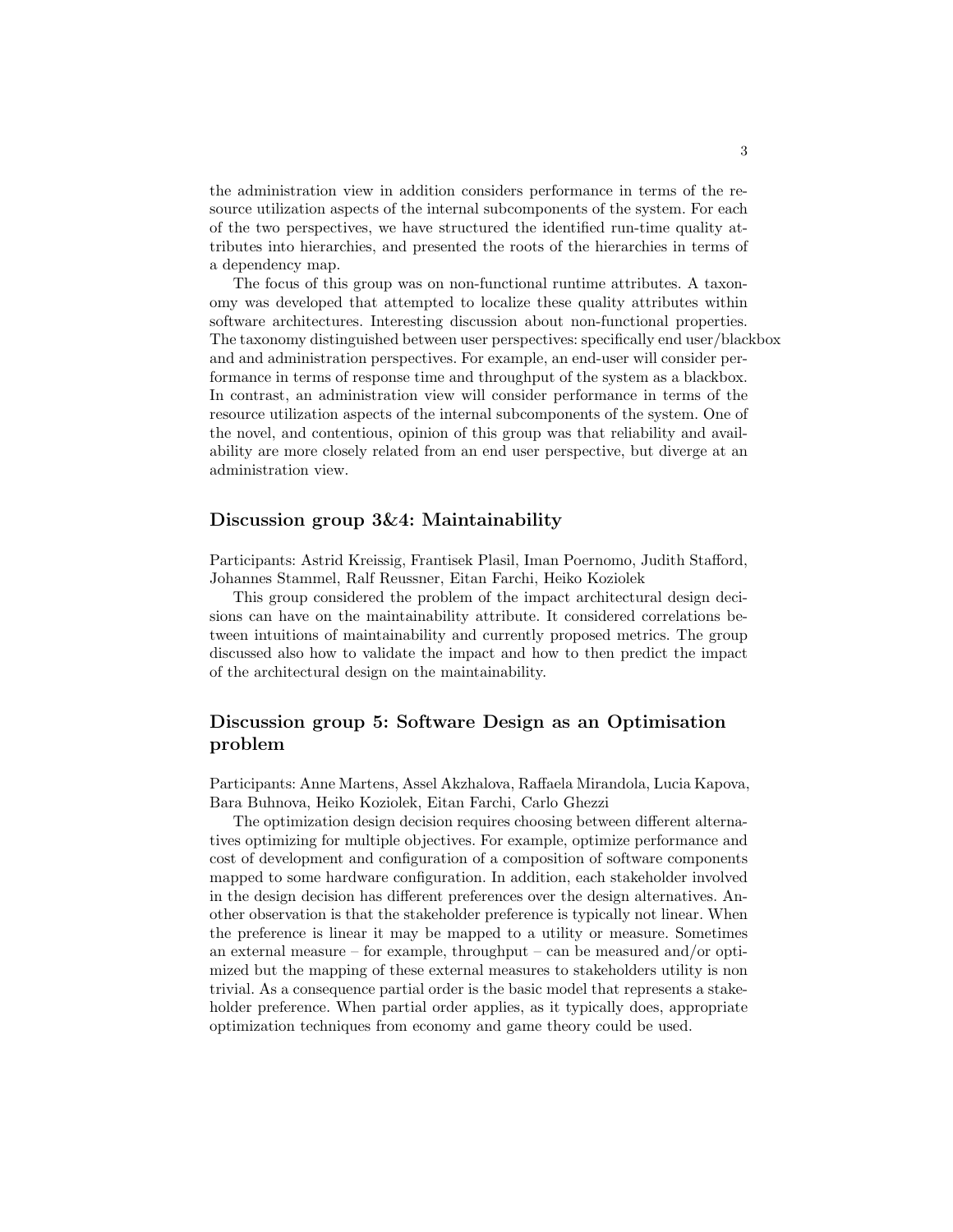the administration view in addition considers performance in terms of the resource utilization aspects of the internal subcomponents of the system. For each of the two perspectives, we have structured the identified run-time quality attributes into hierarchies, and presented the roots of the hierarchies in terms of a dependency map.

The focus of this group was on non-functional runtime attributes. A taxonomy was developed that attempted to localize these quality attributes within software architectures. Interesting discussion about non-functional properties. The taxonomy distinguished between user perspectives: specifically end user/blackbox and and administration perspectives. For example, an end-user will consider performance in terms of response time and throughput of the system as a blackbox. In contrast, an administration view will consider performance in terms of the resource utilization aspects of the internal subcomponents of the system. One of the novel, and contentious, opinion of this group was that reliability and availability are more closely related from an end user perspective, but diverge at an administration view.

## Discussion group 3&4: Maintainability

Participants: Astrid Kreissig, Frantisek Plasil, Iman Poernomo, Judith Stafford, Johannes Stammel, Ralf Reussner, Eitan Farchi, Heiko Koziolek

This group considered the problem of the impact architectural design decisions can have on the maintainability attribute. It considered correlations between intuitions of maintainability and currently proposed metrics. The group discussed also how to validate the impact and how to then predict the impact of the architectural design on the maintainability.

## Discussion group 5: Software Design as an Optimisation problem

Participants: Anne Martens, Assel Akzhalova, Raffaela Mirandola, Lucia Kapova, Bara Buhnova, Heiko Koziolek, Eitan Farchi, Carlo Ghezzi

The optimization design decision requires choosing between different alternatives optimizing for multiple objectives. For example, optimize performance and cost of development and configuration of a composition of software components mapped to some hardware configuration. In addition, each stakeholder involved in the design decision has different preferences over the design alternatives. Another observation is that the stakeholder preference is typically not linear. When the preference is linear it may be mapped to a utility or measure. Sometimes an external measure – for example, throughput – can be measured and/or optimized but the mapping of these external measures to stakeholders utility is non trivial. As a consequence partial order is the basic model that represents a stakeholder preference. When partial order applies, as it typically does, appropriate optimization techniques from economy and game theory could be used.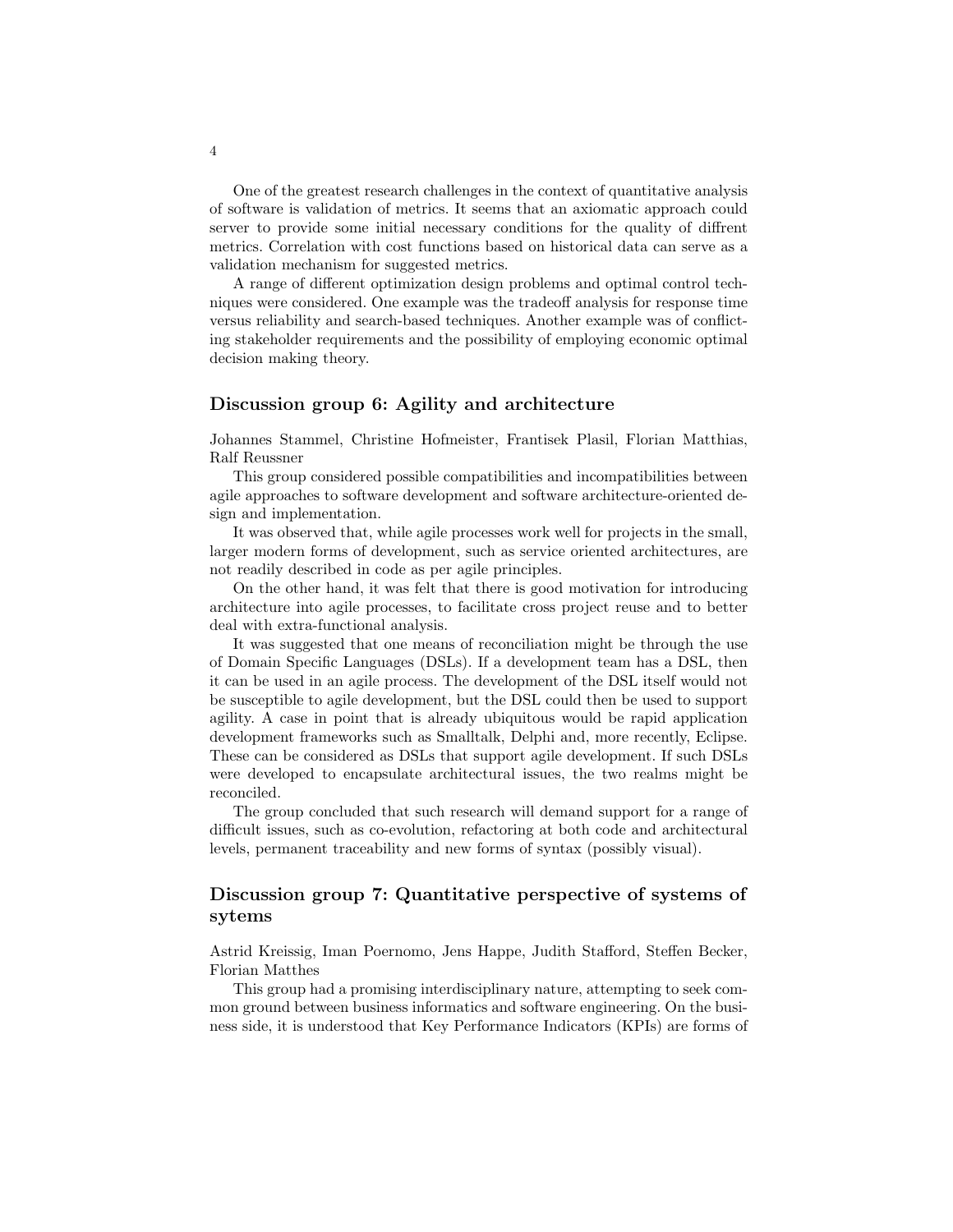One of the greatest research challenges in the context of quantitative analysis of software is validation of metrics. It seems that an axiomatic approach could server to provide some initial necessary conditions for the quality of diffrent metrics. Correlation with cost functions based on historical data can serve as a validation mechanism for suggested metrics.

A range of different optimization design problems and optimal control techniques were considered. One example was the tradeoff analysis for response time versus reliability and search-based techniques. Another example was of conflicting stakeholder requirements and the possibility of employing economic optimal decision making theory.

## Discussion group 6: Agility and architecture

Johannes Stammel, Christine Hofmeister, Frantisek Plasil, Florian Matthias, Ralf Reussner

This group considered possible compatibilities and incompatibilities between agile approaches to software development and software architecture-oriented design and implementation.

It was observed that, while agile processes work well for projects in the small, larger modern forms of development, such as service oriented architectures, are not readily described in code as per agile principles.

On the other hand, it was felt that there is good motivation for introducing architecture into agile processes, to facilitate cross project reuse and to better deal with extra-functional analysis.

It was suggested that one means of reconciliation might be through the use of Domain Specific Languages (DSLs). If a development team has a DSL, then it can be used in an agile process. The development of the DSL itself would not be susceptible to agile development, but the DSL could then be used to support agility. A case in point that is already ubiquitous would be rapid application development frameworks such as Smalltalk, Delphi and, more recently, Eclipse. These can be considered as DSLs that support agile development. If such DSLs were developed to encapsulate architectural issues, the two realms might be reconciled.

The group concluded that such research will demand support for a range of difficult issues, such as co-evolution, refactoring at both code and architectural levels, permanent traceability and new forms of syntax (possibly visual).

## Discussion group 7: Quantitative perspective of systems of sytems

Astrid Kreissig, Iman Poernomo, Jens Happe, Judith Stafford, Steffen Becker, Florian Matthes

This group had a promising interdisciplinary nature, attempting to seek common ground between business informatics and software engineering. On the business side, it is understood that Key Performance Indicators (KPIs) are forms of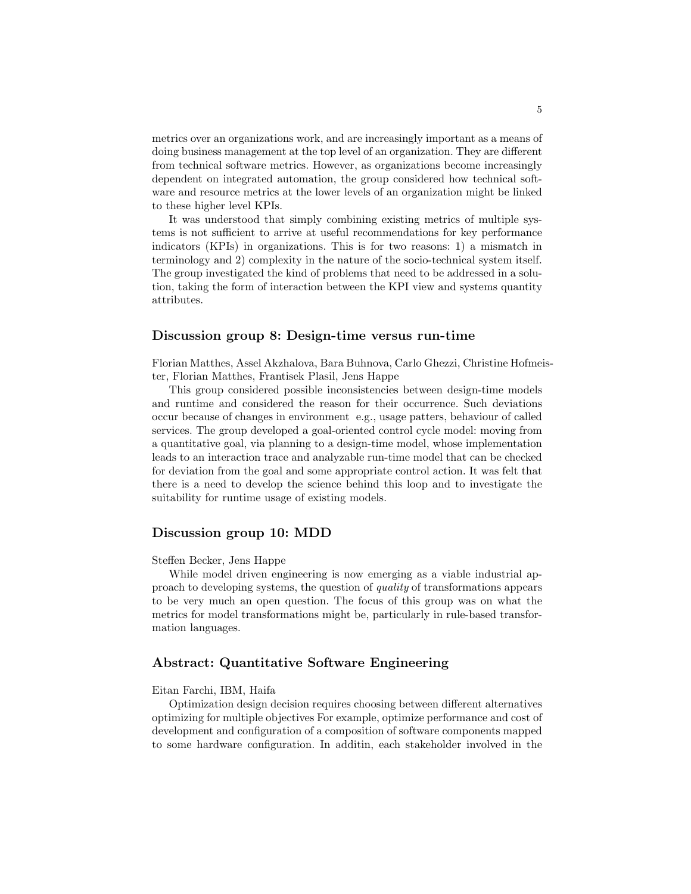metrics over an organizations work, and are increasingly important as a means of doing business management at the top level of an organization. They are different from technical software metrics. However, as organizations become increasingly dependent on integrated automation, the group considered how technical software and resource metrics at the lower levels of an organization might be linked to these higher level KPIs.

It was understood that simply combining existing metrics of multiple systems is not sufficient to arrive at useful recommendations for key performance indicators (KPIs) in organizations. This is for two reasons: 1) a mismatch in terminology and 2) complexity in the nature of the socio-technical system itself. The group investigated the kind of problems that need to be addressed in a solution, taking the form of interaction between the KPI view and systems quantity attributes.

## Discussion group 8: Design-time versus run-time

Florian Matthes, Assel Akzhalova, Bara Buhnova, Carlo Ghezzi, Christine Hofmeister, Florian Matthes, Frantisek Plasil, Jens Happe

This group considered possible inconsistencies between design-time models and runtime and considered the reason for their occurrence. Such deviations occur because of changes in environment e.g., usage patters, behaviour of called services. The group developed a goal-oriented control cycle model: moving from a quantitative goal, via planning to a design-time model, whose implementation leads to an interaction trace and analyzable run-time model that can be checked for deviation from the goal and some appropriate control action. It was felt that there is a need to develop the science behind this loop and to investigate the suitability for runtime usage of existing models.

## Discussion group 10: MDD

Steffen Becker, Jens Happe

While model driven engineering is now emerging as a viable industrial approach to developing systems, the question of *quality* of transformations appears to be very much an open question. The focus of this group was on what the metrics for model transformations might be, particularly in rule-based transformation languages.

## Abstract: Quantitative Software Engineering

Eitan Farchi, IBM, Haifa

Optimization design decision requires choosing between different alternatives optimizing for multiple objectives For example, optimize performance and cost of development and configuration of a composition of software components mapped to some hardware configuration. In additin, each stakeholder involved in the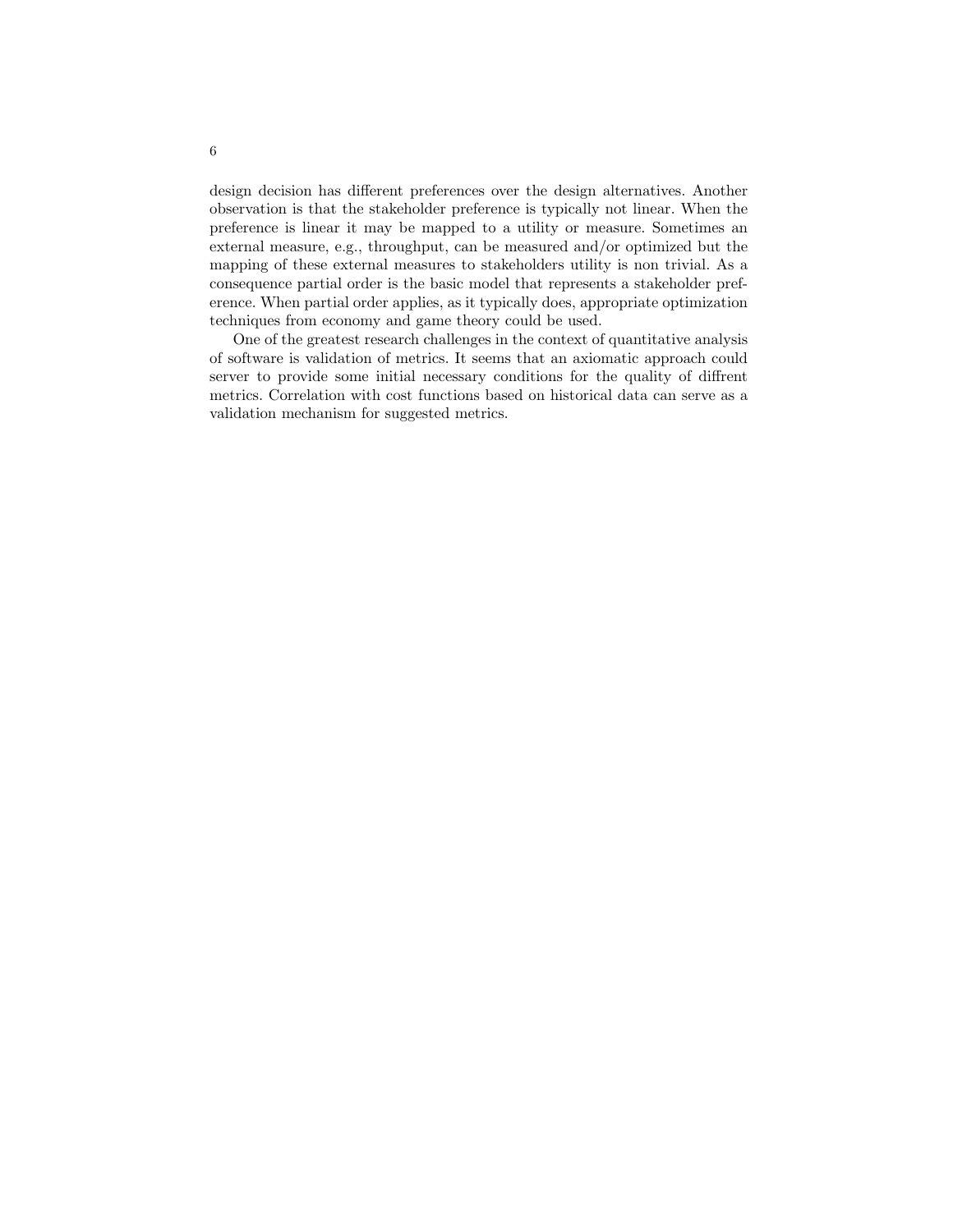design decision has different preferences over the design alternatives. Another observation is that the stakeholder preference is typically not linear. When the preference is linear it may be mapped to a utility or measure. Sometimes an external measure, e.g., throughput, can be measured and/or optimized but the mapping of these external measures to stakeholders utility is non trivial. As a consequence partial order is the basic model that represents a stakeholder preference. When partial order applies, as it typically does, appropriate optimization techniques from economy and game theory could be used.

One of the greatest research challenges in the context of quantitative analysis of software is validation of metrics. It seems that an axiomatic approach could server to provide some initial necessary conditions for the quality of diffrent metrics. Correlation with cost functions based on historical data can serve as a validation mechanism for suggested metrics.